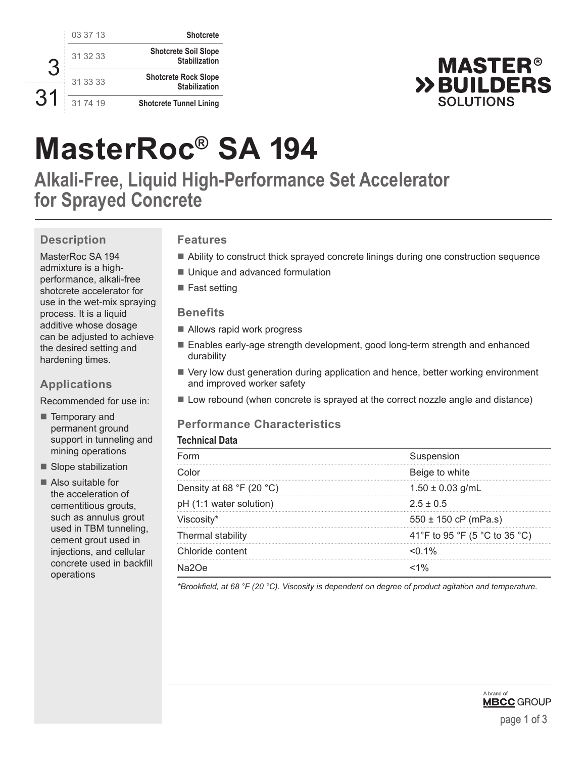| | | |
|---|---|---|
| 3 | 03 37 13 | Shotcrete |
| | 31 32 33 | Shotcrete Soil Slope Stabilization |
| 31 | 31 33 33 | Shotcrete Rock Slope Stabilization |
| | 31 74 19 | Shotcrete Tunnel Lining |

MASTER® BUILDERS SOLUTIONS

# MasterRoc® SA 194

## Alkali-Free, Liquid High-Performance Set Accelerator for Sprayed Concrete

### Description

MasterRoc SA 194 admixture is a high-performance, alkali-free shotcrete accelerator for use in the wet-mix spraying process. It is a liquid additive whose dosage can be adjusted to achieve the desired setting and hardening times.

### Applications

Recommended for use in:

- Temporary and permanent ground support in tunneling and mining operations
- Slope stabilization
- Also suitable for the acceleration of cementitious grouts, such as annulus grout used in TBM tunneling, cement grout used in injections, and cellular concrete used in backfill operations

### Features

- Ability to construct thick sprayed concrete linings during one construction sequence
- Unique and advanced formulation
- Fast setting

### Benefits

- Allows rapid work progress
- Enables early-age strength development, good long-term strength and enhanced durability
- Very low dust generation during application and hence, better working environment and improved worker safety
- Low rebound (when concrete is sprayed at the correct nozzle angle and distance)

### Performance Characteristics

**Technical Data**

| | |
|---|---|
| Form | Suspension |
| Color | Beige to white |
| Density at 68 °F (20 °C) | 1.50 ± 0.03 g/mL |
| pH (1:1 water solution) | 2.5 ± 0.5 |
| Viscosity* | 550 ± 150 cP (mPa.s) |
| Thermal stability | 41°F to 95 °F (5 °C to 35 °C) |
| Chloride content | <0.1% |
| Na2Oe | <1% |

*\*Brookfield, at 68 °F (20 °C). Viscosity is dependent on degree of product agitation and temperature.*

A brand of MBCC GROUP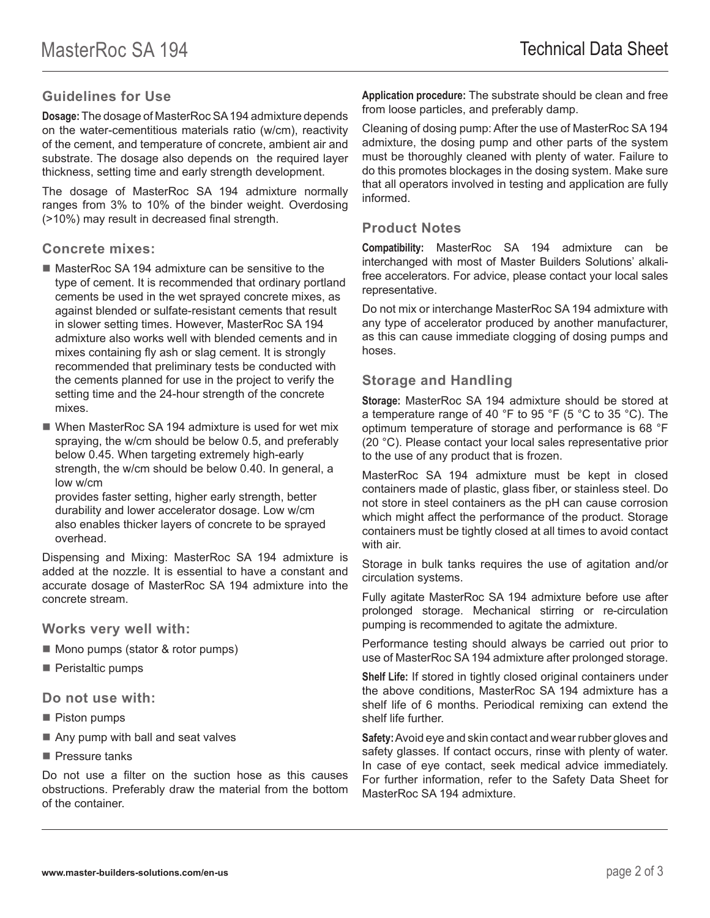## Guidelines for Use

**Dosage:** The dosage of MasterRoc SA 194 admixture depends on the water-cementitious materials ratio (w/cm), reactivity of the cement, and temperature of concrete, ambient air and substrate. The dosage also depends on the required layer thickness, setting time and early strength development.

The dosage of MasterRoc SA 194 admixture normally ranges from 3% to 10% of the binder weight. Overdosing (>10%) may result in decreased final strength.

### Concrete mixes:

- MasterRoc SA 194 admixture can be sensitive to the type of cement. It is recommended that ordinary portland cements be used in the wet sprayed concrete mixes, as against blended or sulfate-resistant cements that result in slower setting times. However, MasterRoc SA 194 admixture also works well with blended cements and in mixes containing fly ash or slag cement. It is strongly recommended that preliminary tests be conducted with the cements planned for use in the project to verify the setting time and the 24-hour strength of the concrete mixes.
- When MasterRoc SA 194 admixture is used for wet mix spraying, the w/cm should be below 0.5, and preferably below 0.45. When targeting extremely high-early strength, the w/cm should be below 0.40. In general, a low w/cm provides faster setting, higher early strength, better durability and lower accelerator dosage. Low w/cm also enables thicker layers of concrete to be sprayed overhead.

Dispensing and Mixing: MasterRoc SA 194 admixture is added at the nozzle. It is essential to have a constant and accurate dosage of MasterRoc SA 194 admixture into the concrete stream.

### Works very well with:

- Mono pumps (stator & rotor pumps)
- Peristaltic pumps

### Do not use with:

- Piston pumps
- Any pump with ball and seat valves
- Pressure tanks

Do not use a filter on the suction hose as this causes obstructions. Preferably draw the material from the bottom of the container.

**Application procedure:** The substrate should be clean and free from loose particles, and preferably damp.

Cleaning of dosing pump: After the use of MasterRoc SA 194 admixture, the dosing pump and other parts of the system must be thoroughly cleaned with plenty of water. Failure to do this promotes blockages in the dosing system. Make sure that all operators involved in testing and application are fully informed.

## Product Notes

**Compatibility:** MasterRoc SA 194 admixture can be interchanged with most of Master Builders Solutions' alkali-free accelerators. For advice, please contact your local sales representative.

Do not mix or interchange MasterRoc SA 194 admixture with any type of accelerator produced by another manufacturer, as this can cause immediate clogging of dosing pumps and hoses.

## Storage and Handling

**Storage:** MasterRoc SA 194 admixture should be stored at a temperature range of 40 °F to 95 °F (5 °C to 35 °C). The optimum temperature of storage and performance is 68 °F (20 °C). Please contact your local sales representative prior to the use of any product that is frozen.

MasterRoc SA 194 admixture must be kept in closed containers made of plastic, glass fiber, or stainless steel. Do not store in steel containers as the pH can cause corrosion which might affect the performance of the product. Storage containers must be tightly closed at all times to avoid contact with air.

Storage in bulk tanks requires the use of agitation and/or circulation systems.

Fully agitate MasterRoc SA 194 admixture before use after prolonged storage. Mechanical stirring or re-circulation pumping is recommended to agitate the admixture.

Performance testing should always be carried out prior to use of MasterRoc SA 194 admixture after prolonged storage.

**Shelf Life:** If stored in tightly closed original containers under the above conditions, MasterRoc SA 194 admixture has a shelf life of 6 months. Periodical remixing can extend the shelf life further.

**Safety:** Avoid eye and skin contact and wear rubber gloves and safety glasses. If contact occurs, rinse with plenty of water. In case of eye contact, seek medical advice immediately. For further information, refer to the Safety Data Sheet for MasterRoc SA 194 admixture.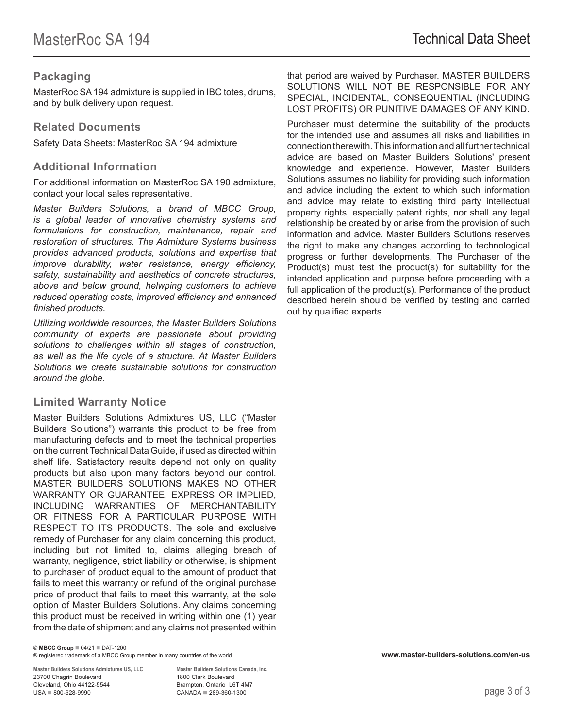## Packaging

MasterRoc SA 194 admixture is supplied in IBC totes, drums, and by bulk delivery upon request.

## Related Documents

Safety Data Sheets: MasterRoc SA 194 admixture

## Additional Information

For additional information on MasterRoc SA 190 admixture, contact your local sales representative.

*Master Builders Solutions, a brand of MBCC Group, is a global leader of innovative chemistry systems and formulations for construction, maintenance, repair and restoration of structures. The Admixture Systems business provides advanced products, solutions and expertise that improve durability, water resistance, energy efficiency, safety, sustainability and aesthetics of concrete structures, above and below ground, helwping customers to achieve reduced operating costs, improved efficiency and enhanced finished products.*

*Utilizing worldwide resources, the Master Builders Solutions community of experts are passionate about providing solutions to challenges within all stages of construction, as well as the life cycle of a structure. At Master Builders Solutions we create sustainable solutions for construction around the globe.*

## Limited Warranty Notice

Master Builders Solutions Admixtures US, LLC ("Master Builders Solutions") warrants this product to be free from manufacturing defects and to meet the technical properties on the current Technical Data Guide, if used as directed within shelf life. Satisfactory results depend not only on quality products but also upon many factors beyond our control. MASTER BUILDERS SOLUTIONS MAKES NO OTHER WARRANTY OR GUARANTEE, EXPRESS OR IMPLIED, INCLUDING WARRANTIES OF MERCHANTABILITY OR FITNESS FOR A PARTICULAR PURPOSE WITH RESPECT TO ITS PRODUCTS. The sole and exclusive remedy of Purchaser for any claim concerning this product, including but not limited to, claims alleging breach of warranty, negligence, strict liability or otherwise, is shipment to purchaser of product equal to the amount of product that fails to meet this warranty or refund of the original purchase price of product that fails to meet this warranty, at the sole option of Master Builders Solutions. Any claims concerning this product must be received in writing within one (1) year from the date of shipment and any claims not presented within that period are waived by Purchaser. MASTER BUILDERS SOLUTIONS WILL NOT BE RESPONSIBLE FOR ANY SPECIAL, INCIDENTAL, CONSEQUENTIAL (INCLUDING LOST PROFITS) OR PUNITIVE DAMAGES OF ANY KIND.

Purchaser must determine the suitability of the products for the intended use and assumes all risks and liabilities in connection therewith. This information and all further technical advice are based on Master Builders Solutions' present knowledge and experience. However, Master Builders Solutions assumes no liability for providing such information and advice including the extent to which such information and advice may relate to existing third party intellectual property rights, especially patent rights, nor shall any legal relationship be created by or arise from the provision of such information and advice. Master Builders Solutions reserves the right to make any changes according to technological progress or further developments. The Purchaser of the Product(s) must test the product(s) for suitability for the intended application and purpose before proceeding with a full application of the product(s). Performance of the product described herein should be verified by testing and carried out by qualified experts.

© **MBCC Group** ■ 04/21 ■ DAT-1200
® registered trademark of a MBCC Group member in many countries of the world

**www.master-builders-solutions.com/en-us**

**Master Builders Solutions Admixtures US, LLC**
23700 Chagrin Boulevard
Cleveland, Ohio 44122-5544
USA ■ 800-628-9990

**Master Builders Solutions Canada, Inc.**
1800 Clark Boulevard
Brampton, Ontario L6T 4M7
CANADA ■ 289-360-1300